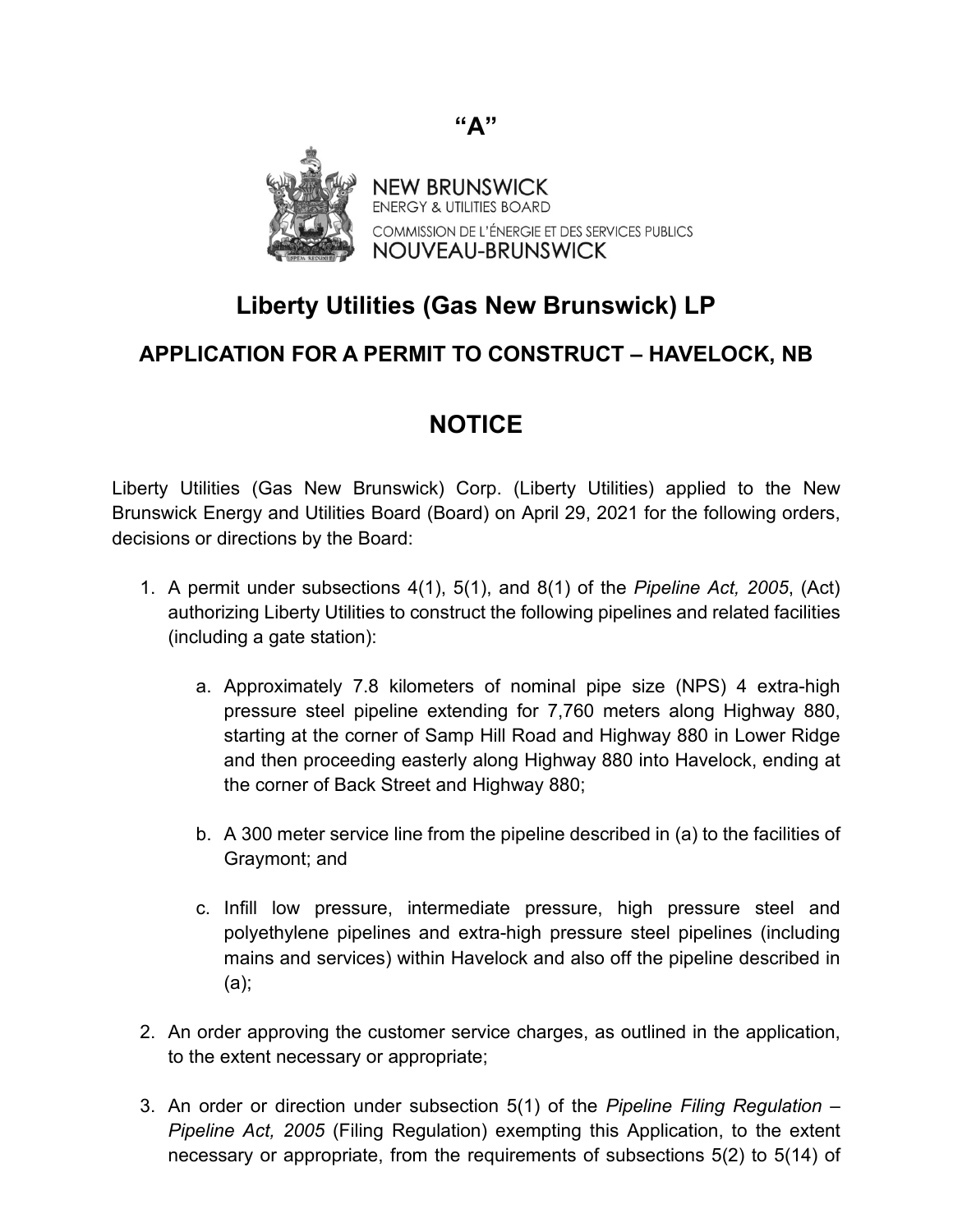**"A"**

NEW BRUNSWICK
ENERGY & UTILITIES BOARD
COMMISSION DE L'ÉNERGIE ET DES SERVICES PUBLICS
NOUVEAU-BRUNSWICK

# Liberty Utilities (Gas New Brunswick) LP

## APPLICATION FOR A PERMIT TO CONSTRUCT – HAVELOCK, NB

# NOTICE

Liberty Utilities (Gas New Brunswick) Corp. (Liberty Utilities) applied to the New Brunswick Energy and Utilities Board (Board) on April 29, 2021 for the following orders, decisions or directions by the Board:

1. A permit under subsections 4(1), 5(1), and 8(1) of the *Pipeline Act, 2005*, (Act) authorizing Liberty Utilities to construct the following pipelines and related facilities (including a gate station):

    a. Approximately 7.8 kilometers of nominal pipe size (NPS) 4 extra-high pressure steel pipeline extending for 7,760 meters along Highway 880, starting at the corner of Samp Hill Road and Highway 880 in Lower Ridge and then proceeding easterly along Highway 880 into Havelock, ending at the corner of Back Street and Highway 880;

    b. A 300 meter service line from the pipeline described in (a) to the facilities of Graymont; and

    c. Infill low pressure, intermediate pressure, high pressure steel and polyethylene pipelines and extra-high pressure steel pipelines (including mains and services) within Havelock and also off the pipeline described in (a);

2. An order approving the customer service charges, as outlined in the application, to the extent necessary or appropriate;

3. An order or direction under subsection 5(1) of the *Pipeline Filing Regulation – Pipeline Act, 2005* (Filing Regulation) exempting this Application, to the extent necessary or appropriate, from the requirements of subsections 5(2) to 5(14) of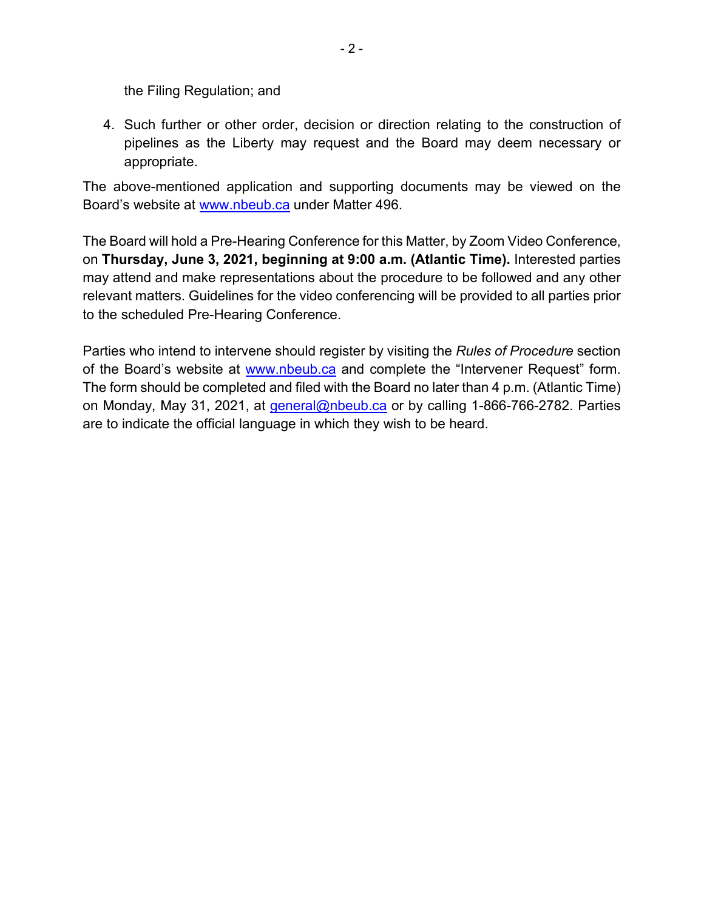the Filing Regulation; and

4. Such further or other order, decision or direction relating to the construction of pipelines as the Liberty may request and the Board may deem necessary or appropriate.

The above-mentioned application and supporting documents may be viewed on the Board's website at www.nbeub.ca under Matter 496.

The Board will hold a Pre-Hearing Conference for this Matter, by Zoom Video Conference, on **Thursday, June 3, 2021, beginning at 9:00 a.m. (Atlantic Time).** Interested parties may attend and make representations about the procedure to be followed and any other relevant matters. Guidelines for the video conferencing will be provided to all parties prior to the scheduled Pre-Hearing Conference.

Parties who intend to intervene should register by visiting the *Rules of Procedure* section of the Board's website at www.nbeub.ca and complete the "Intervener Request" form. The form should be completed and filed with the Board no later than 4 p.m. (Atlantic Time) on Monday, May 31, 2021, at general@nbeub.ca or by calling 1-866-766-2782. Parties are to indicate the official language in which they wish to be heard.